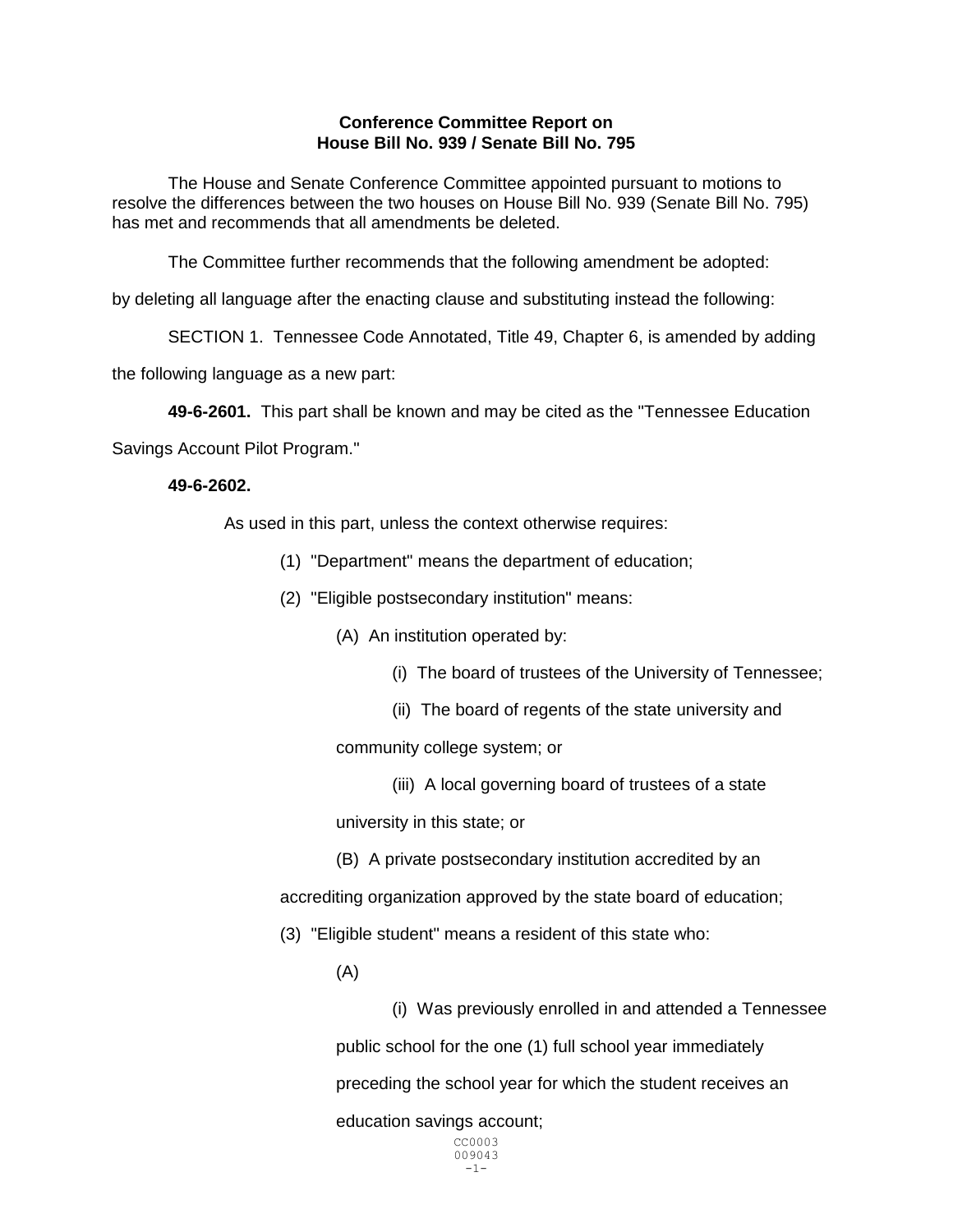**Conference Committee Report on**
**House Bill No. 939 / Senate Bill No. 795**

The House and Senate Conference Committee appointed pursuant to motions to resolve the differences between the two houses on House Bill No. 939 (Senate Bill No. 795) has met and recommends that all amendments be deleted.

The Committee further recommends that the following amendment be adopted:

by deleting all language after the enacting clause and substituting instead the following:

SECTION 1. Tennessee Code Annotated, Title 49, Chapter 6, is amended by adding the following language as a new part:

**49-6-2601.** This part shall be known and may be cited as the "Tennessee Education Savings Account Pilot Program."

**49-6-2602.**

As used in this part, unless the context otherwise requires:

(1) "Department" means the department of education;

(2) "Eligible postsecondary institution" means:

(A) An institution operated by:

(i) The board of trustees of the University of Tennessee;

(ii) The board of regents of the state university and community college system; or

(iii) A local governing board of trustees of a state university in this state; or

(B) A private postsecondary institution accredited by an accrediting organization approved by the state board of education;

(3) "Eligible student" means a resident of this state who:

(A)

(i) Was previously enrolled in and attended a Tennessee public school for the one (1) full school year immediately preceding the school year for which the student receives an education savings account;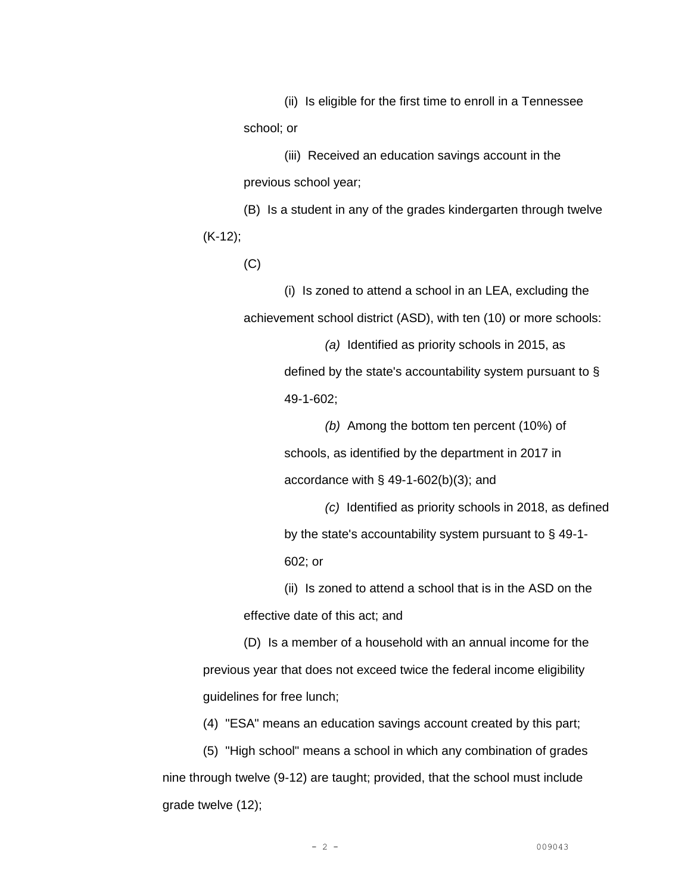(ii) Is eligible for the first time to enroll in a Tennessee school; or

(iii) Received an education savings account in the previous school year;

(B) Is a student in any of the grades kindergarten through twelve (K-12);

(C)

(i) Is zoned to attend a school in an LEA, excluding the achievement school district (ASD), with ten (10) or more schools:

*(a)* Identified as priority schools in 2015, as defined by the state's accountability system pursuant to § 49-1-602;

*(b)* Among the bottom ten percent (10%) of schools, as identified by the department in 2017 in accordance with § 49-1-602(b)(3); and

*(c)* Identified as priority schools in 2018, as defined by the state's accountability system pursuant to § 49-1-602; or

(ii) Is zoned to attend a school that is in the ASD on the effective date of this act; and

(D) Is a member of a household with an annual income for the previous year that does not exceed twice the federal income eligibility guidelines for free lunch;

(4) "ESA" means an education savings account created by this part;

(5) "High school" means a school in which any combination of grades nine through twelve (9-12) are taught; provided, that the school must include grade twelve (12);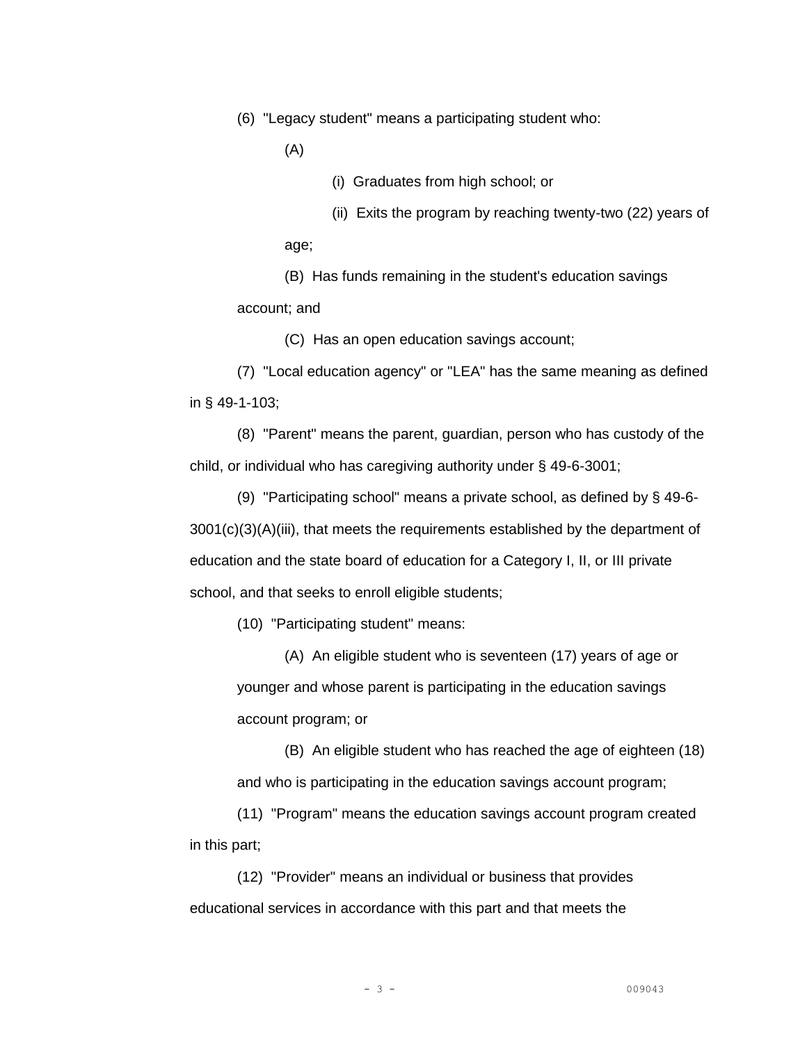(6) "Legacy student" means a participating student who:

(A)

(i) Graduates from high school; or

(ii) Exits the program by reaching twenty-two (22) years of age;

(B) Has funds remaining in the student's education savings account; and

(C) Has an open education savings account;

(7) "Local education agency" or "LEA" has the same meaning as defined in § 49-1-103;

(8) "Parent" means the parent, guardian, person who has custody of the child, or individual who has caregiving authority under § 49-6-3001;

(9) "Participating school" means a private school, as defined by § 49-6-3001(c)(3)(A)(iii), that meets the requirements established by the department of education and the state board of education for a Category I, II, or III private school, and that seeks to enroll eligible students;

(10) "Participating student" means:

(A) An eligible student who is seventeen (17) years of age or younger and whose parent is participating in the education savings account program; or

(B) An eligible student who has reached the age of eighteen (18) and who is participating in the education savings account program;

(11) "Program" means the education savings account program created in this part;

(12) "Provider" means an individual or business that provides educational services in accordance with this part and that meets the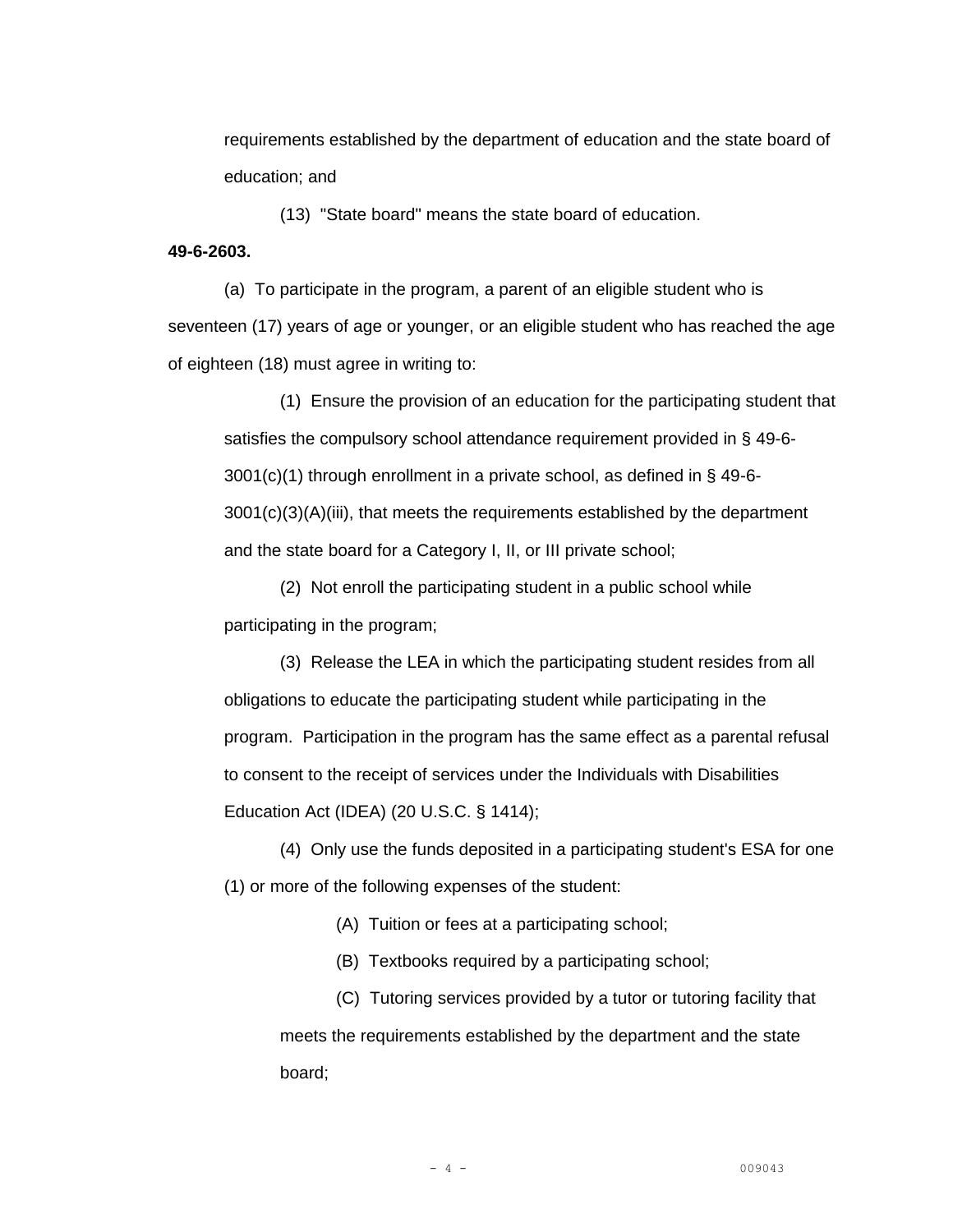requirements established by the department of education and the state board of education; and

(13) "State board" means the state board of education.

**49-6-2603.**

(a) To participate in the program, a parent of an eligible student who is seventeen (17) years of age or younger, or an eligible student who has reached the age of eighteen (18) must agree in writing to:

(1) Ensure the provision of an education for the participating student that satisfies the compulsory school attendance requirement provided in § 49-6-3001(c)(1) through enrollment in a private school, as defined in § 49-6-3001(c)(3)(A)(iii), that meets the requirements established by the department and the state board for a Category I, II, or III private school;

(2) Not enroll the participating student in a public school while participating in the program;

(3) Release the LEA in which the participating student resides from all obligations to educate the participating student while participating in the program. Participation in the program has the same effect as a parental refusal to consent to the receipt of services under the Individuals with Disabilities Education Act (IDEA) (20 U.S.C. § 1414);

(4) Only use the funds deposited in a participating student's ESA for one (1) or more of the following expenses of the student:

(A) Tuition or fees at a participating school;

(B) Textbooks required by a participating school;

(C) Tutoring services provided by a tutor or tutoring facility that meets the requirements established by the department and the state board;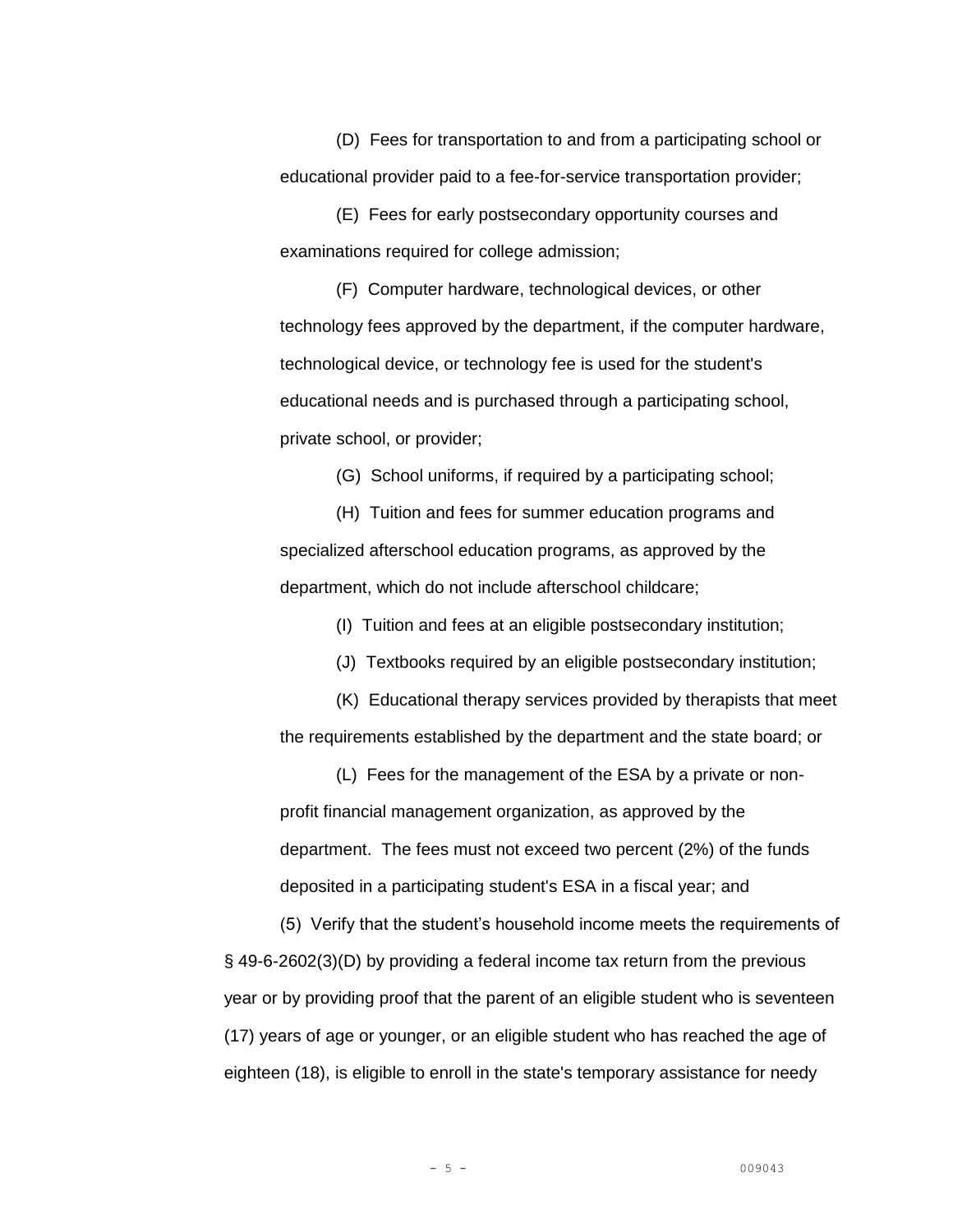(D) Fees for transportation to and from a participating school or educational provider paid to a fee-for-service transportation provider;

(E) Fees for early postsecondary opportunity courses and examinations required for college admission;

(F) Computer hardware, technological devices, or other technology fees approved by the department, if the computer hardware, technological device, or technology fee is used for the student's educational needs and is purchased through a participating school, private school, or provider;

(G) School uniforms, if required by a participating school;

(H) Tuition and fees for summer education programs and specialized afterschool education programs, as approved by the department, which do not include afterschool childcare;

(I) Tuition and fees at an eligible postsecondary institution;

(J) Textbooks required by an eligible postsecondary institution;

(K) Educational therapy services provided by therapists that meet the requirements established by the department and the state board; or

(L) Fees for the management of the ESA by a private or non-profit financial management organization, as approved by the department. The fees must not exceed two percent (2%) of the funds deposited in a participating student's ESA in a fiscal year; and

(5) Verify that the student's household income meets the requirements of § 49-6-2602(3)(D) by providing a federal income tax return from the previous year or by providing proof that the parent of an eligible student who is seventeen (17) years of age or younger, or an eligible student who has reached the age of eighteen (18), is eligible to enroll in the state's temporary assistance for needy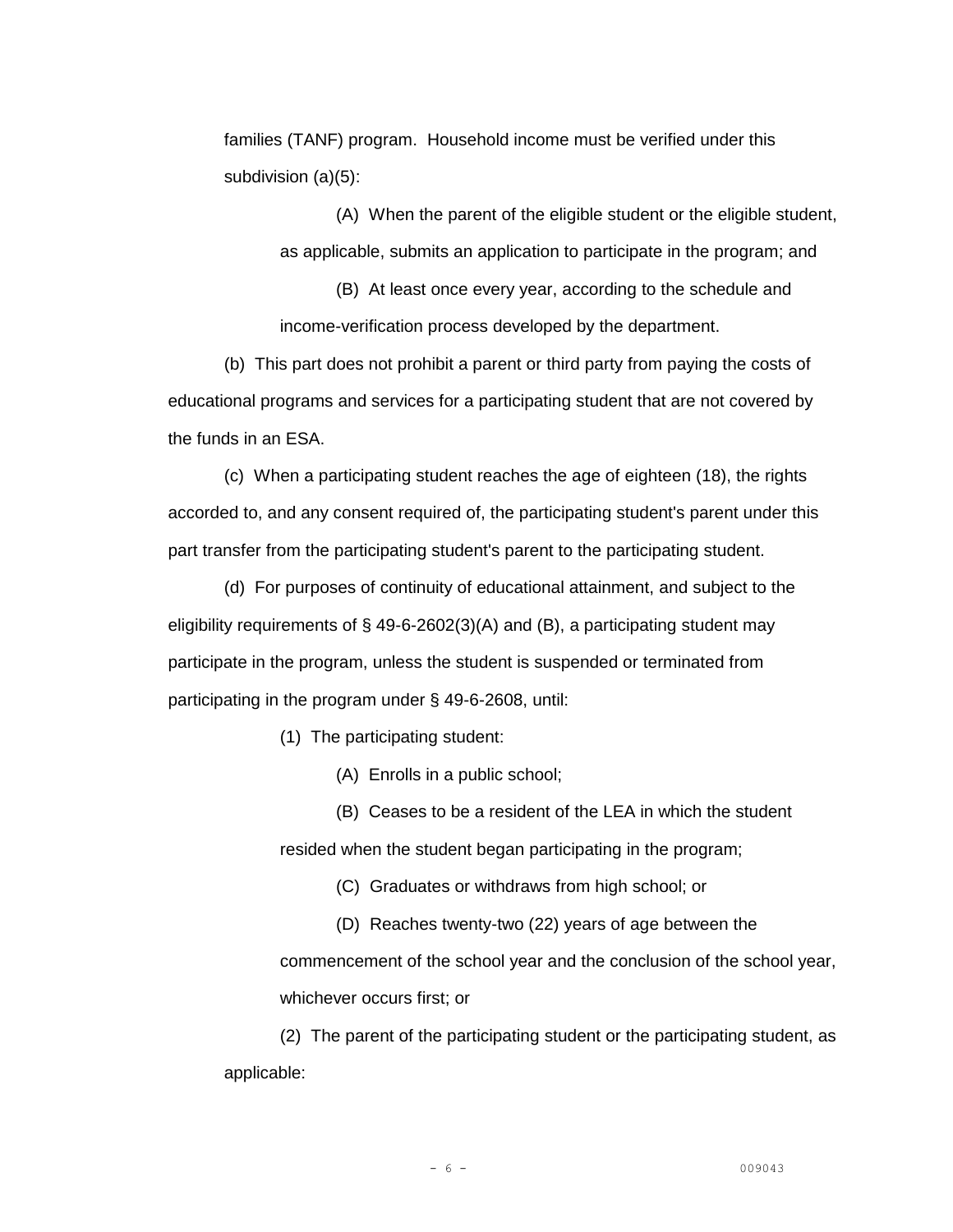families (TANF) program. Household income must be verified under this subdivision (a)(5):

(A) When the parent of the eligible student or the eligible student, as applicable, submits an application to participate in the program; and

(B) At least once every year, according to the schedule and income-verification process developed by the department.

(b) This part does not prohibit a parent or third party from paying the costs of educational programs and services for a participating student that are not covered by the funds in an ESA.

(c) When a participating student reaches the age of eighteen (18), the rights accorded to, and any consent required of, the participating student's parent under this part transfer from the participating student's parent to the participating student.

(d) For purposes of continuity of educational attainment, and subject to the eligibility requirements of § 49-6-2602(3)(A) and (B), a participating student may participate in the program, unless the student is suspended or terminated from participating in the program under § 49-6-2608, until:

(1) The participating student:

(A) Enrolls in a public school;

(B) Ceases to be a resident of the LEA in which the student resided when the student began participating in the program;

(C) Graduates or withdraws from high school; or

(D) Reaches twenty-two (22) years of age between the commencement of the school year and the conclusion of the school year, whichever occurs first; or

(2) The parent of the participating student or the participating student, as applicable: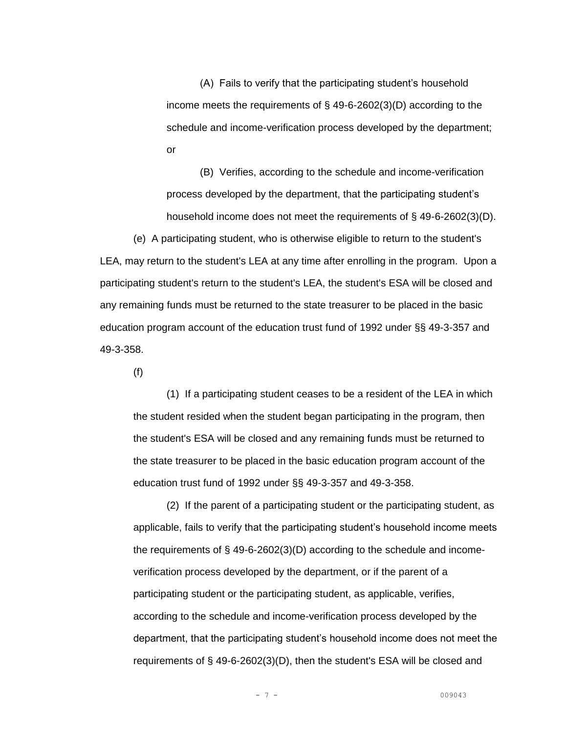(A) Fails to verify that the participating student's household income meets the requirements of § 49-6-2602(3)(D) according to the schedule and income-verification process developed by the department; or

(B) Verifies, according to the schedule and income-verification process developed by the department, that the participating student's household income does not meet the requirements of § 49-6-2602(3)(D).

(e) A participating student, who is otherwise eligible to return to the student's LEA, may return to the student's LEA at any time after enrolling in the program. Upon a participating student's return to the student's LEA, the student's ESA will be closed and any remaining funds must be returned to the state treasurer to be placed in the basic education program account of the education trust fund of 1992 under §§ 49-3-357 and 49-3-358.

(f)

(1) If a participating student ceases to be a resident of the LEA in which the student resided when the student began participating in the program, then the student's ESA will be closed and any remaining funds must be returned to the state treasurer to be placed in the basic education program account of the education trust fund of 1992 under §§ 49-3-357 and 49-3-358.

(2) If the parent of a participating student or the participating student, as applicable, fails to verify that the participating student's household income meets the requirements of § 49-6-2602(3)(D) according to the schedule and income-verification process developed by the department, or if the parent of a participating student or the participating student, as applicable, verifies, according to the schedule and income-verification process developed by the department, that the participating student's household income does not meet the requirements of § 49-6-2602(3)(D), then the student's ESA will be closed and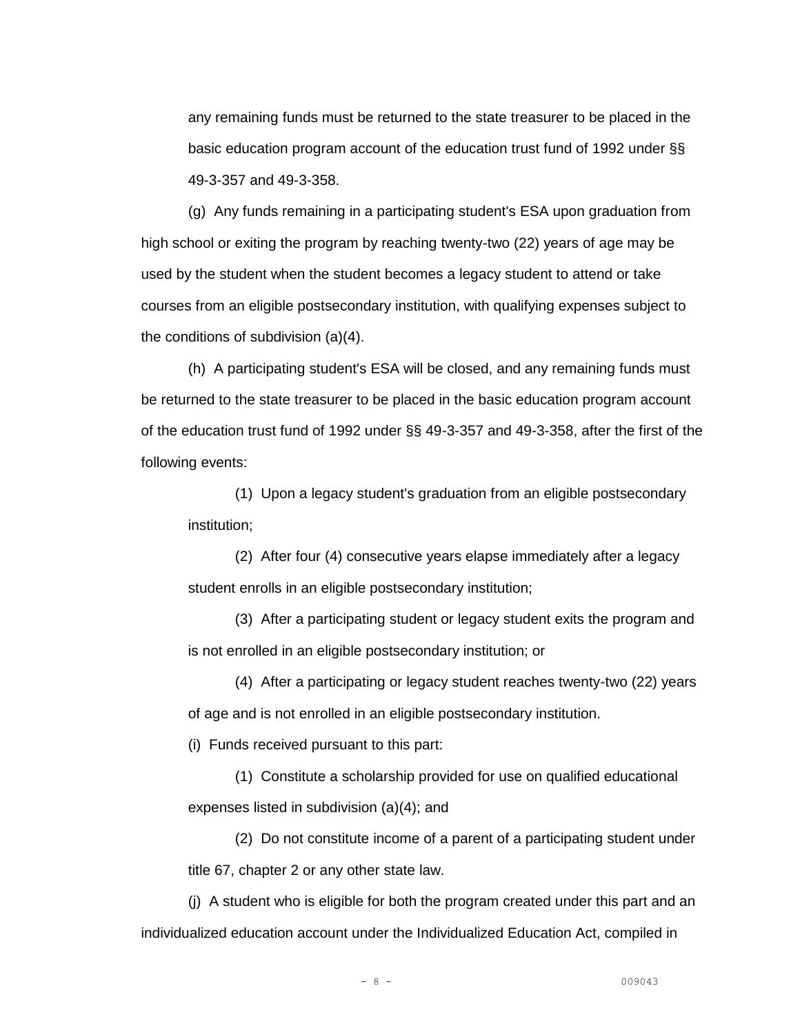any remaining funds must be returned to the state treasurer to be placed in the basic education program account of the education trust fund of 1992 under §§ 49-3-357 and 49-3-358.

(g) Any funds remaining in a participating student's ESA upon graduation from high school or exiting the program by reaching twenty-two (22) years of age may be used by the student when the student becomes a legacy student to attend or take courses from an eligible postsecondary institution, with qualifying expenses subject to the conditions of subdivision (a)(4).

(h) A participating student's ESA will be closed, and any remaining funds must be returned to the state treasurer to be placed in the basic education program account of the education trust fund of 1992 under §§ 49-3-357 and 49-3-358, after the first of the following events:

(1) Upon a legacy student's graduation from an eligible postsecondary institution;

(2) After four (4) consecutive years elapse immediately after a legacy student enrolls in an eligible postsecondary institution;

(3) After a participating student or legacy student exits the program and is not enrolled in an eligible postsecondary institution; or

(4) After a participating or legacy student reaches twenty-two (22) years of age and is not enrolled in an eligible postsecondary institution.

(i) Funds received pursuant to this part:

(1) Constitute a scholarship provided for use on qualified educational expenses listed in subdivision (a)(4); and

(2) Do not constitute income of a parent of a participating student under title 67, chapter 2 or any other state law.

(j) A student who is eligible for both the program created under this part and an individualized education account under the Individualized Education Act, compiled in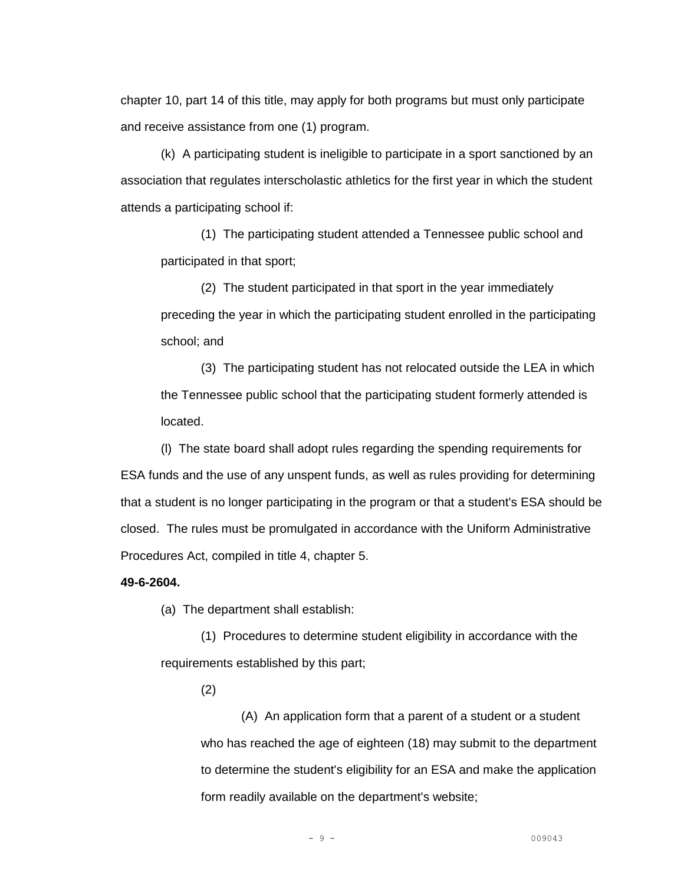chapter 10, part 14 of this title, may apply for both programs but must only participate and receive assistance from one (1) program.

(k) A participating student is ineligible to participate in a sport sanctioned by an association that regulates interscholastic athletics for the first year in which the student attends a participating school if:

(1) The participating student attended a Tennessee public school and participated in that sport;

(2) The student participated in that sport in the year immediately preceding the year in which the participating student enrolled in the participating school; and

(3) The participating student has not relocated outside the LEA in which the Tennessee public school that the participating student formerly attended is located.

(l) The state board shall adopt rules regarding the spending requirements for ESA funds and the use of any unspent funds, as well as rules providing for determining that a student is no longer participating in the program or that a student's ESA should be closed. The rules must be promulgated in accordance with the Uniform Administrative Procedures Act, compiled in title 4, chapter 5.

**49-6-2604.**

(a) The department shall establish:

(1) Procedures to determine student eligibility in accordance with the requirements established by this part;

(2)

(A) An application form that a parent of a student or a student who has reached the age of eighteen (18) may submit to the department to determine the student's eligibility for an ESA and make the application form readily available on the department's website;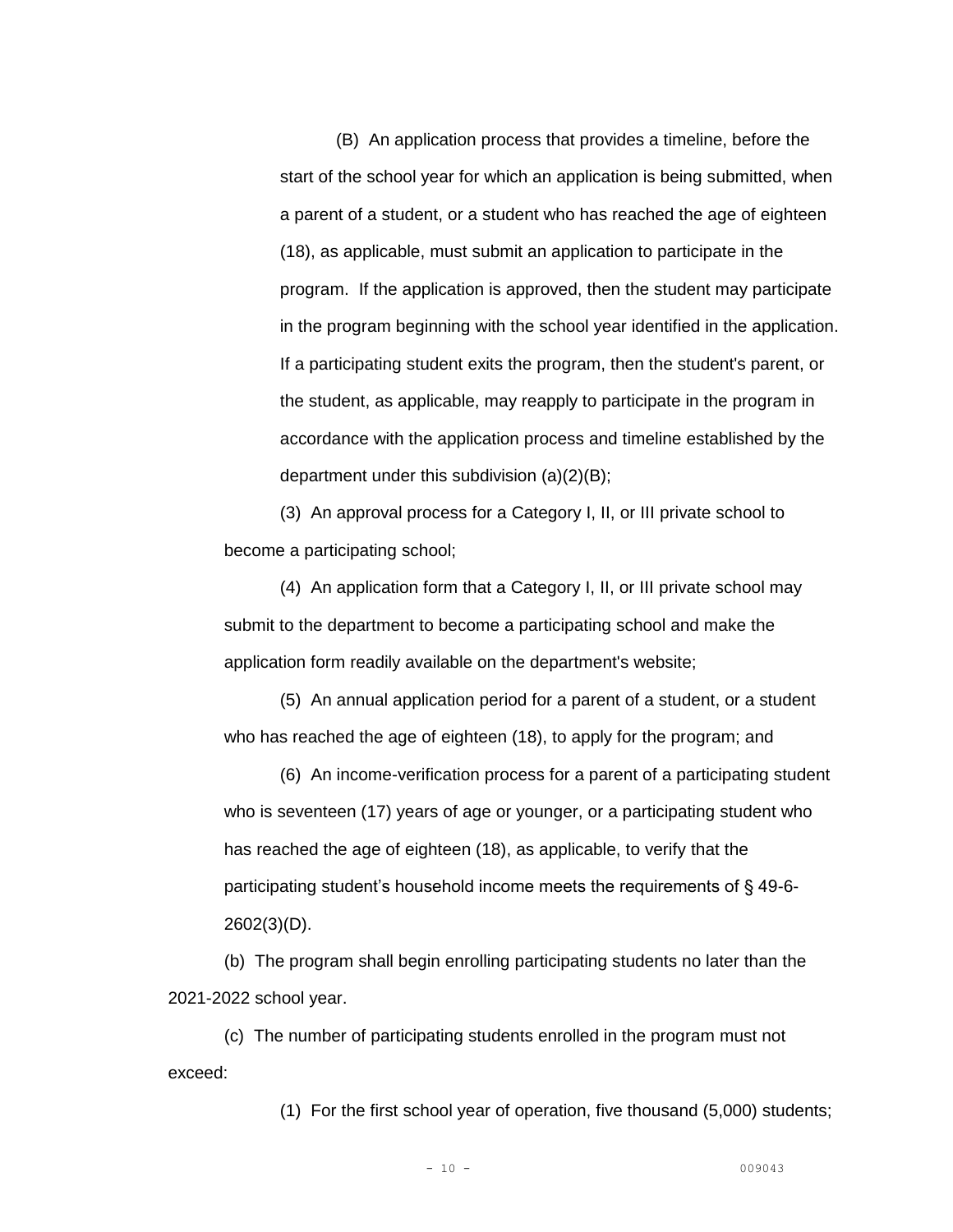(B) An application process that provides a timeline, before the start of the school year for which an application is being submitted, when a parent of a student, or a student who has reached the age of eighteen (18), as applicable, must submit an application to participate in the program. If the application is approved, then the student may participate in the program beginning with the school year identified in the application. If a participating student exits the program, then the student's parent, or the student, as applicable, may reapply to participate in the program in accordance with the application process and timeline established by the department under this subdivision (a)(2)(B);

(3) An approval process for a Category I, II, or III private school to become a participating school;

(4) An application form that a Category I, II, or III private school may submit to the department to become a participating school and make the application form readily available on the department's website;

(5) An annual application period for a parent of a student, or a student who has reached the age of eighteen (18), to apply for the program; and

(6) An income-verification process for a parent of a participating student who is seventeen (17) years of age or younger, or a participating student who has reached the age of eighteen (18), as applicable, to verify that the participating student's household income meets the requirements of § 49-6-2602(3)(D).

(b) The program shall begin enrolling participating students no later than the 2021-2022 school year.

(c) The number of participating students enrolled in the program must not exceed:

(1) For the first school year of operation, five thousand (5,000) students;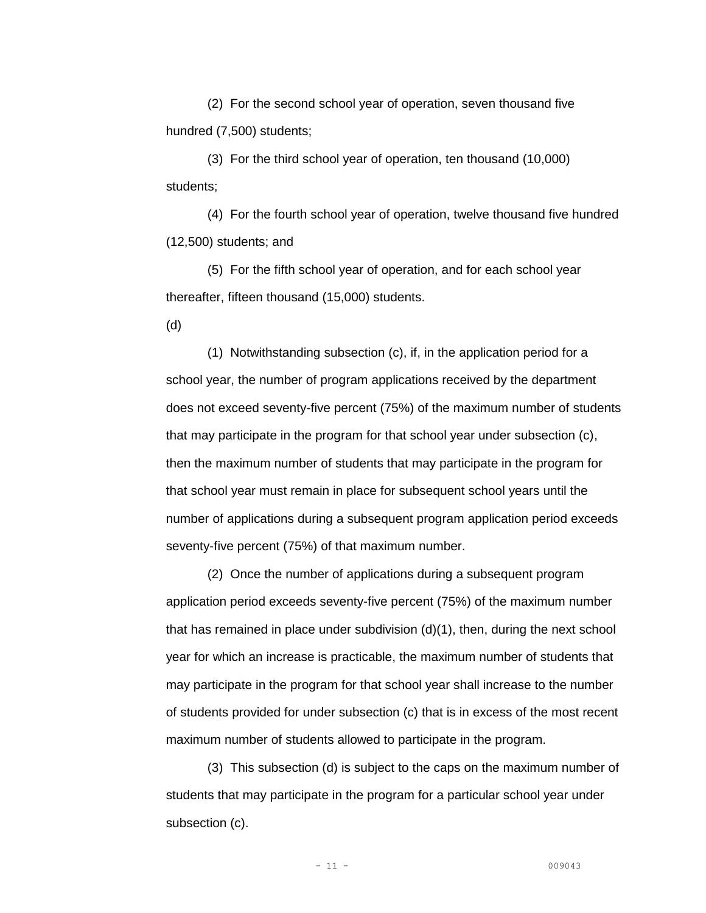(2) For the second school year of operation, seven thousand five hundred (7,500) students;

(3) For the third school year of operation, ten thousand (10,000) students;

(4) For the fourth school year of operation, twelve thousand five hundred (12,500) students; and

(5) For the fifth school year of operation, and for each school year thereafter, fifteen thousand (15,000) students.

(d)

(1) Notwithstanding subsection (c), if, in the application period for a school year, the number of program applications received by the department does not exceed seventy-five percent (75%) of the maximum number of students that may participate in the program for that school year under subsection (c), then the maximum number of students that may participate in the program for that school year must remain in place for subsequent school years until the number of applications during a subsequent program application period exceeds seventy-five percent (75%) of that maximum number.

(2) Once the number of applications during a subsequent program application period exceeds seventy-five percent (75%) of the maximum number that has remained in place under subdivision (d)(1), then, during the next school year for which an increase is practicable, the maximum number of students that may participate in the program for that school year shall increase to the number of students provided for under subsection (c) that is in excess of the most recent maximum number of students allowed to participate in the program.

(3) This subsection (d) is subject to the caps on the maximum number of students that may participate in the program for a particular school year under subsection (c).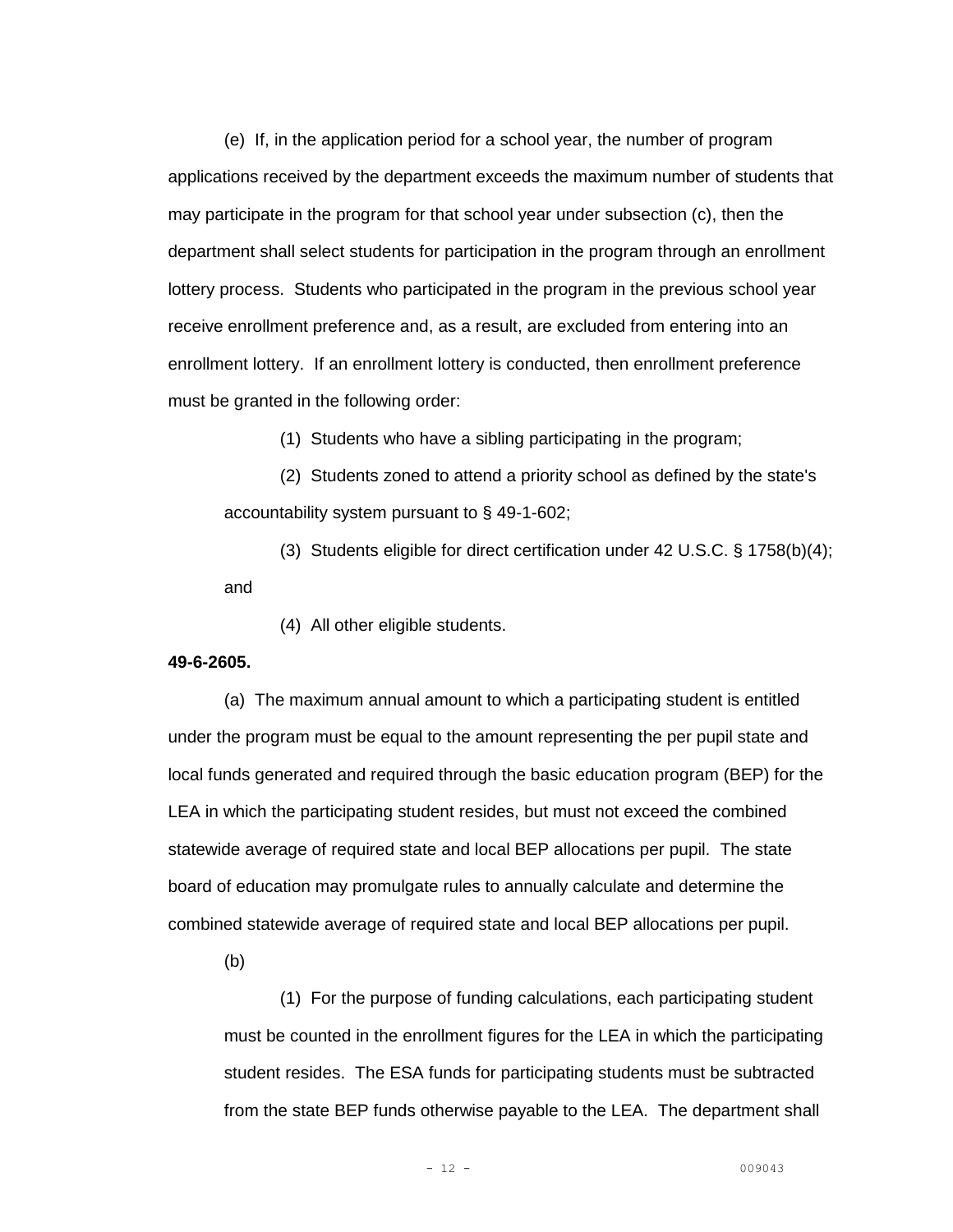(e) If, in the application period for a school year, the number of program applications received by the department exceeds the maximum number of students that may participate in the program for that school year under subsection (c), then the department shall select students for participation in the program through an enrollment lottery process. Students who participated in the program in the previous school year receive enrollment preference and, as a result, are excluded from entering into an enrollment lottery. If an enrollment lottery is conducted, then enrollment preference must be granted in the following order:

(1) Students who have a sibling participating in the program;

(2) Students zoned to attend a priority school as defined by the state's accountability system pursuant to § 49-1-602;

(3) Students eligible for direct certification under 42 U.S.C. § 1758(b)(4); and

(4) All other eligible students.

**49-6-2605.**

(a) The maximum annual amount to which a participating student is entitled under the program must be equal to the amount representing the per pupil state and local funds generated and required through the basic education program (BEP) for the LEA in which the participating student resides, but must not exceed the combined statewide average of required state and local BEP allocations per pupil. The state board of education may promulgate rules to annually calculate and determine the combined statewide average of required state and local BEP allocations per pupil.

(b)

(1) For the purpose of funding calculations, each participating student must be counted in the enrollment figures for the LEA in which the participating student resides. The ESA funds for participating students must be subtracted from the state BEP funds otherwise payable to the LEA. The department shall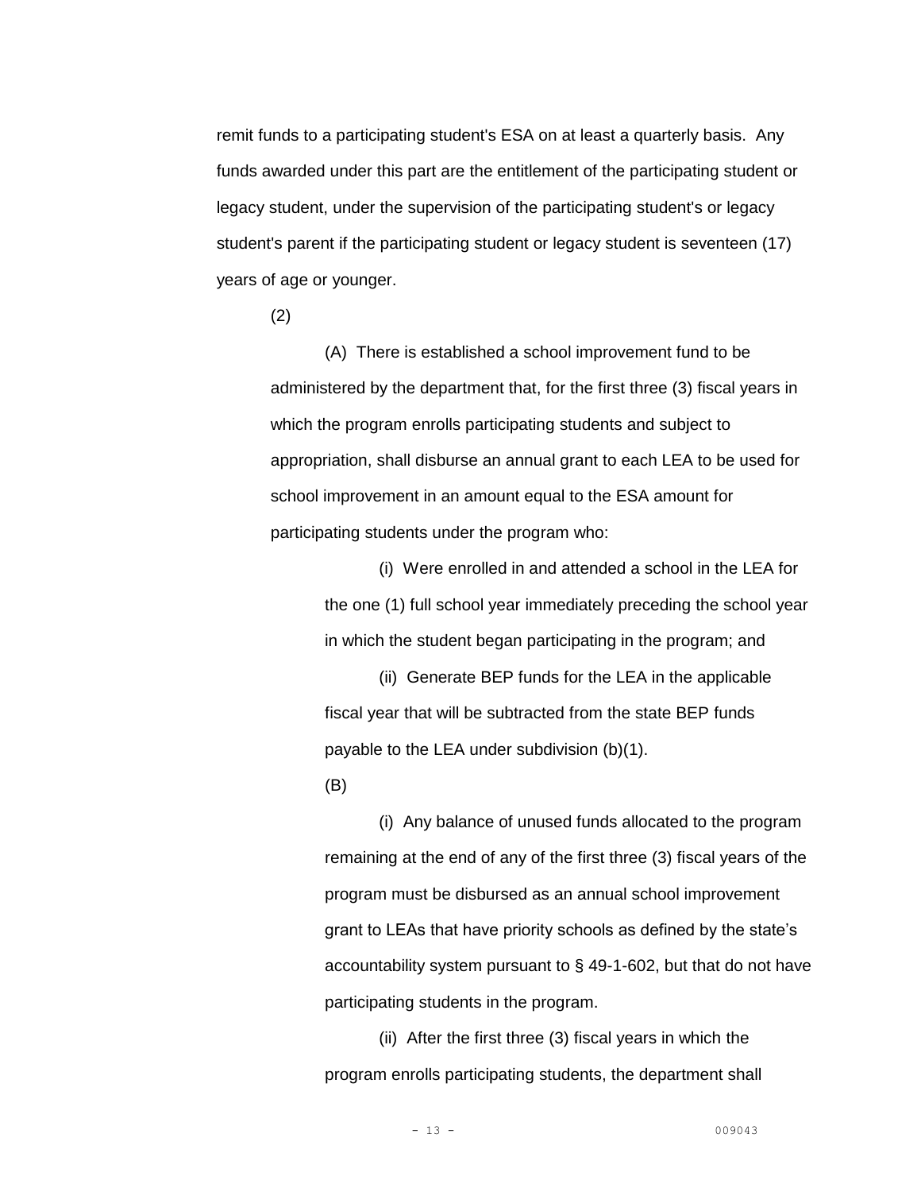remit funds to a participating student's ESA on at least a quarterly basis. Any funds awarded under this part are the entitlement of the participating student or legacy student, under the supervision of the participating student's or legacy student's parent if the participating student or legacy student is seventeen (17) years of age or younger.

(2)

(A) There is established a school improvement fund to be administered by the department that, for the first three (3) fiscal years in which the program enrolls participating students and subject to appropriation, shall disburse an annual grant to each LEA to be used for school improvement in an amount equal to the ESA amount for participating students under the program who:

(i) Were enrolled in and attended a school in the LEA for the one (1) full school year immediately preceding the school year in which the student began participating in the program; and

(ii) Generate BEP funds for the LEA in the applicable fiscal year that will be subtracted from the state BEP funds payable to the LEA under subdivision (b)(1).

(B)

(i) Any balance of unused funds allocated to the program remaining at the end of any of the first three (3) fiscal years of the program must be disbursed as an annual school improvement grant to LEAs that have priority schools as defined by the state's accountability system pursuant to § 49-1-602, but that do not have participating students in the program.

(ii) After the first three (3) fiscal years in which the program enrolls participating students, the department shall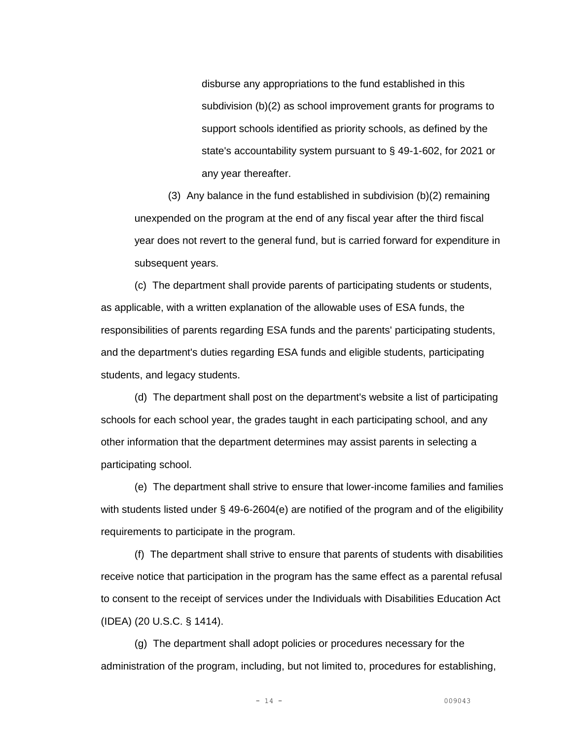disburse any appropriations to the fund established in this subdivision (b)(2) as school improvement grants for programs to support schools identified as priority schools, as defined by the state's accountability system pursuant to § 49-1-602, for 2021 or any year thereafter.

(3) Any balance in the fund established in subdivision (b)(2) remaining unexpended on the program at the end of any fiscal year after the third fiscal year does not revert to the general fund, but is carried forward for expenditure in subsequent years.

(c) The department shall provide parents of participating students or students, as applicable, with a written explanation of the allowable uses of ESA funds, the responsibilities of parents regarding ESA funds and the parents' participating students, and the department's duties regarding ESA funds and eligible students, participating students, and legacy students.

(d) The department shall post on the department's website a list of participating schools for each school year, the grades taught in each participating school, and any other information that the department determines may assist parents in selecting a participating school.

(e) The department shall strive to ensure that lower-income families and families with students listed under § 49-6-2604(e) are notified of the program and of the eligibility requirements to participate in the program.

(f) The department shall strive to ensure that parents of students with disabilities receive notice that participation in the program has the same effect as a parental refusal to consent to the receipt of services under the Individuals with Disabilities Education Act (IDEA) (20 U.S.C. § 1414).

(g) The department shall adopt policies or procedures necessary for the administration of the program, including, but not limited to, procedures for establishing,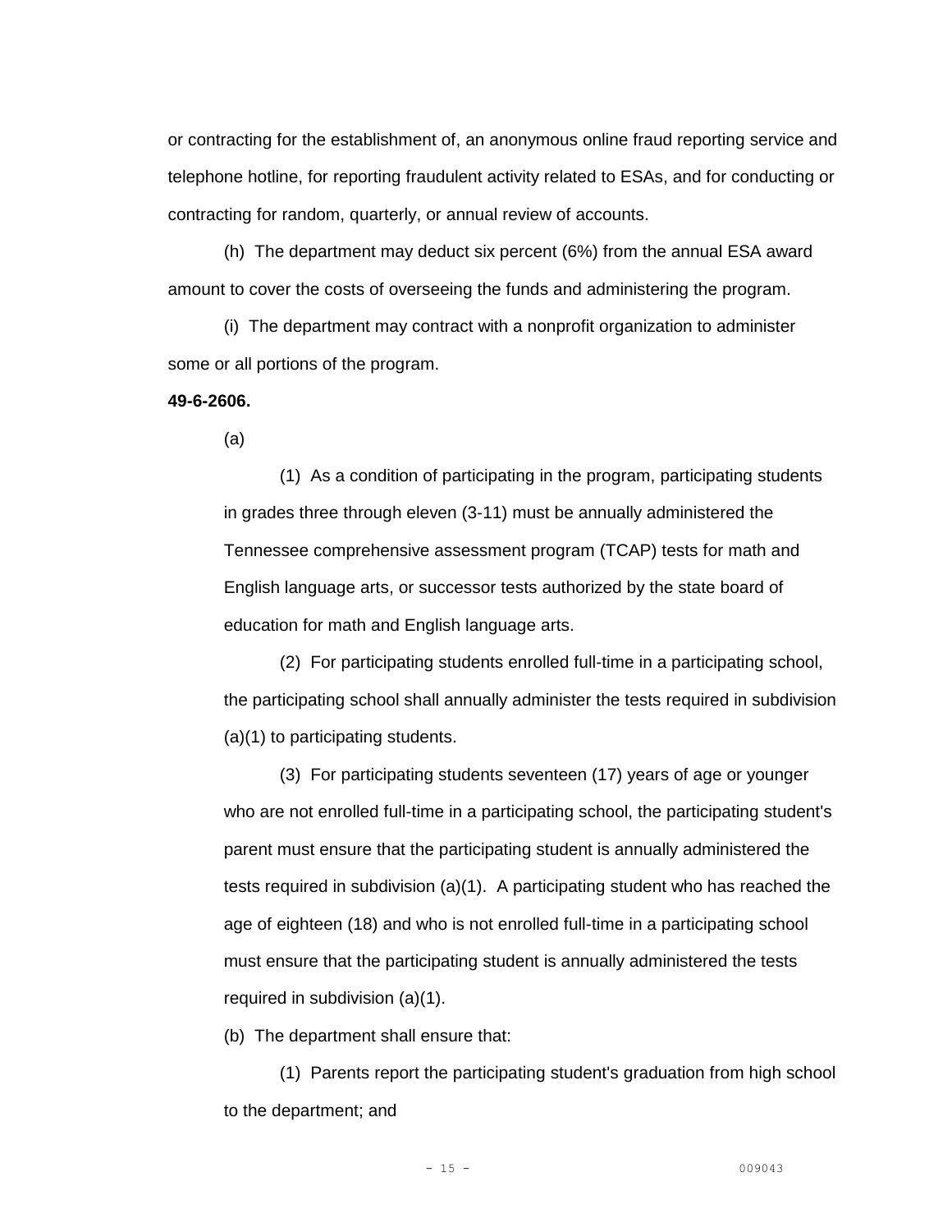or contracting for the establishment of, an anonymous online fraud reporting service and telephone hotline, for reporting fraudulent activity related to ESAs, and for conducting or contracting for random, quarterly, or annual review of accounts.

(h) The department may deduct six percent (6%) from the annual ESA award amount to cover the costs of overseeing the funds and administering the program.

(i) The department may contract with a nonprofit organization to administer some or all portions of the program.

**49-6-2606.**

(a)

(1) As a condition of participating in the program, participating students in grades three through eleven (3-11) must be annually administered the Tennessee comprehensive assessment program (TCAP) tests for math and English language arts, or successor tests authorized by the state board of education for math and English language arts.

(2) For participating students enrolled full-time in a participating school, the participating school shall annually administer the tests required in subdivision (a)(1) to participating students.

(3) For participating students seventeen (17) years of age or younger who are not enrolled full-time in a participating school, the participating student's parent must ensure that the participating student is annually administered the tests required in subdivision (a)(1). A participating student who has reached the age of eighteen (18) and who is not enrolled full-time in a participating school must ensure that the participating student is annually administered the tests required in subdivision (a)(1).

(b) The department shall ensure that:

(1) Parents report the participating student's graduation from high school to the department; and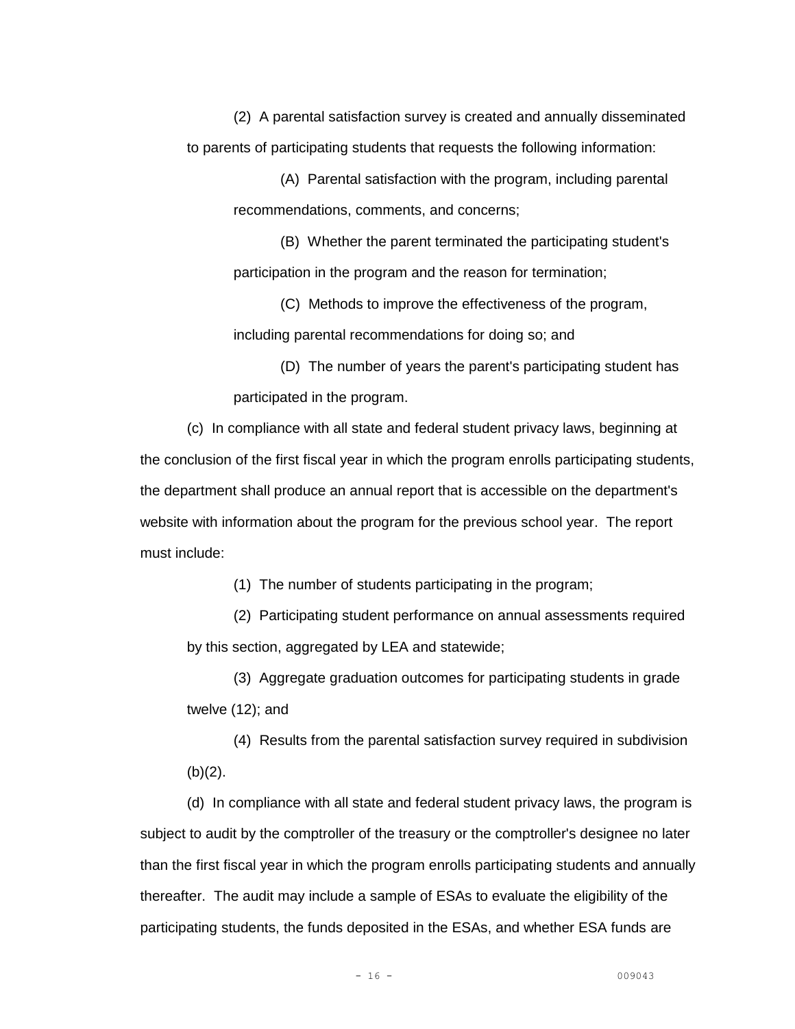(2) A parental satisfaction survey is created and annually disseminated to parents of participating students that requests the following information:

(A) Parental satisfaction with the program, including parental recommendations, comments, and concerns;

(B) Whether the parent terminated the participating student's participation in the program and the reason for termination;

(C) Methods to improve the effectiveness of the program, including parental recommendations for doing so; and

(D) The number of years the parent's participating student has participated in the program.

(c) In compliance with all state and federal student privacy laws, beginning at the conclusion of the first fiscal year in which the program enrolls participating students, the department shall produce an annual report that is accessible on the department's website with information about the program for the previous school year. The report must include:

(1) The number of students participating in the program;

(2) Participating student performance on annual assessments required by this section, aggregated by LEA and statewide;

(3) Aggregate graduation outcomes for participating students in grade twelve (12); and

(4) Results from the parental satisfaction survey required in subdivision (b)(2).

(d) In compliance with all state and federal student privacy laws, the program is subject to audit by the comptroller of the treasury or the comptroller's designee no later than the first fiscal year in which the program enrolls participating students and annually thereafter. The audit may include a sample of ESAs to evaluate the eligibility of the participating students, the funds deposited in the ESAs, and whether ESA funds are

009043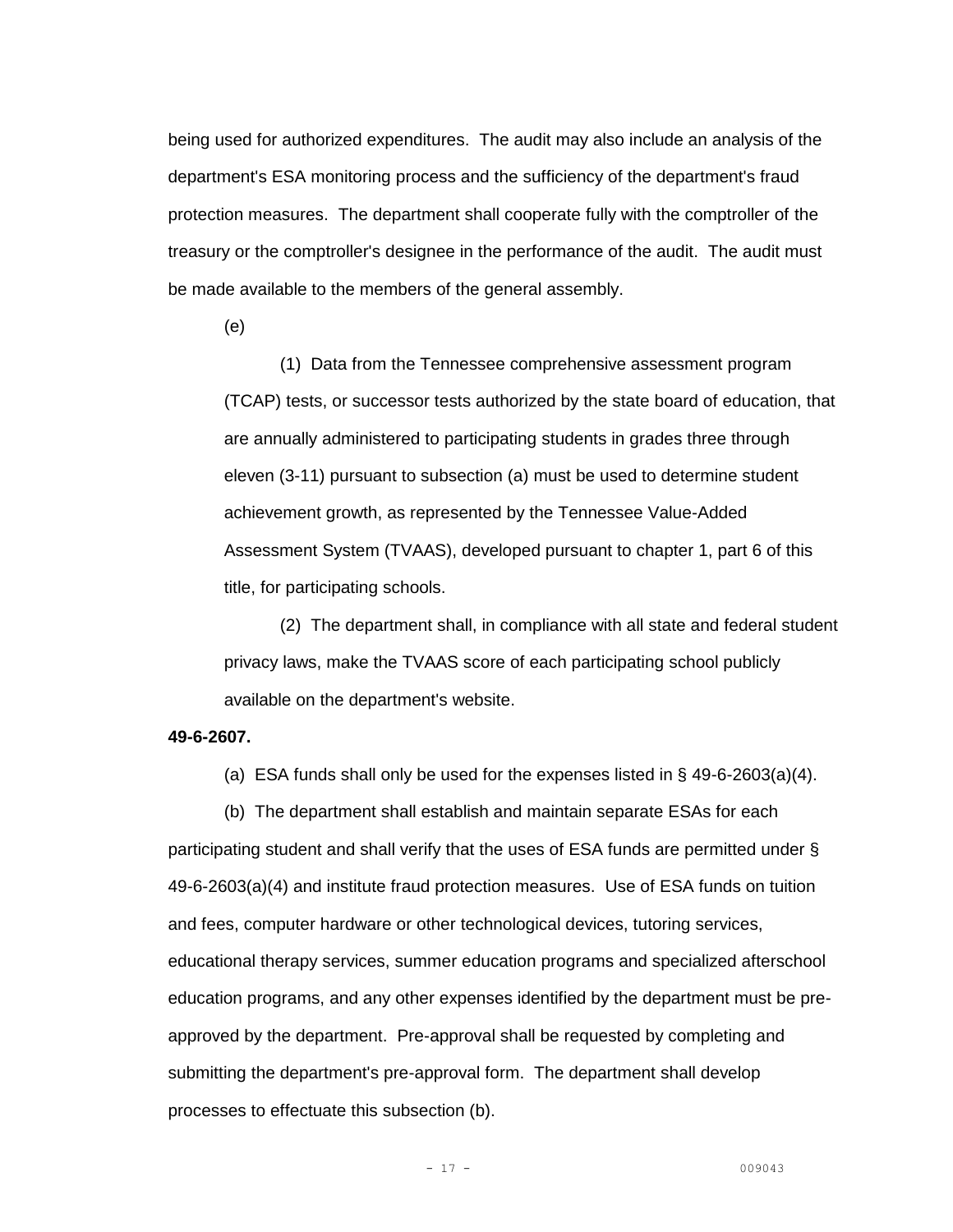being used for authorized expenditures. The audit may also include an analysis of the department's ESA monitoring process and the sufficiency of the department's fraud protection measures. The department shall cooperate fully with the comptroller of the treasury or the comptroller's designee in the performance of the audit. The audit must be made available to the members of the general assembly.

(e)

(1) Data from the Tennessee comprehensive assessment program (TCAP) tests, or successor tests authorized by the state board of education, that are annually administered to participating students in grades three through eleven (3-11) pursuant to subsection (a) must be used to determine student achievement growth, as represented by the Tennessee Value-Added Assessment System (TVAAS), developed pursuant to chapter 1, part 6 of this title, for participating schools.

(2) The department shall, in compliance with all state and federal student privacy laws, make the TVAAS score of each participating school publicly available on the department's website.

**49-6-2607.**

(a) ESA funds shall only be used for the expenses listed in § 49-6-2603(a)(4).

(b) The department shall establish and maintain separate ESAs for each participating student and shall verify that the uses of ESA funds are permitted under § 49-6-2603(a)(4) and institute fraud protection measures. Use of ESA funds on tuition and fees, computer hardware or other technological devices, tutoring services, educational therapy services, summer education programs and specialized afterschool education programs, and any other expenses identified by the department must be pre-approved by the department. Pre-approval shall be requested by completing and submitting the department's pre-approval form. The department shall develop processes to effectuate this subsection (b).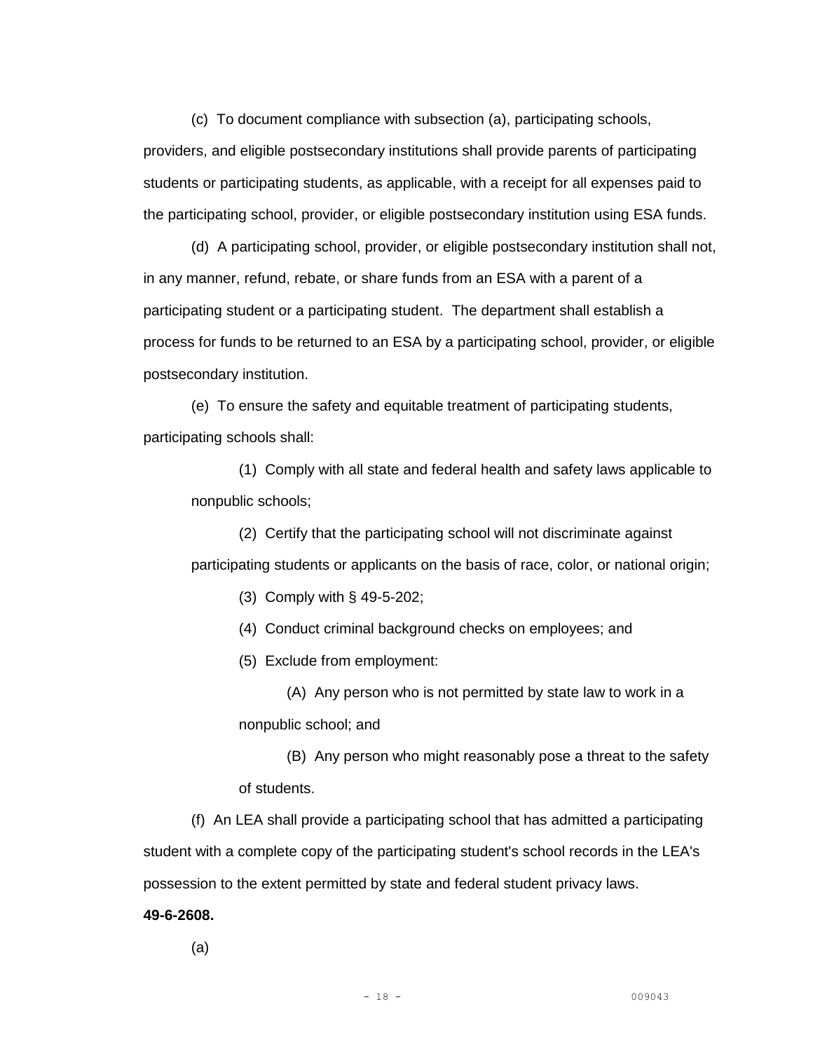(c) To document compliance with subsection (a), participating schools, providers, and eligible postsecondary institutions shall provide parents of participating students or participating students, as applicable, with a receipt for all expenses paid to the participating school, provider, or eligible postsecondary institution using ESA funds.

(d) A participating school, provider, or eligible postsecondary institution shall not, in any manner, refund, rebate, or share funds from an ESA with a parent of a participating student or a participating student. The department shall establish a process for funds to be returned to an ESA by a participating school, provider, or eligible postsecondary institution.

(e) To ensure the safety and equitable treatment of participating students, participating schools shall:

(1) Comply with all state and federal health and safety laws applicable to nonpublic schools;

(2) Certify that the participating school will not discriminate against participating students or applicants on the basis of race, color, or national origin;

(3) Comply with § 49-5-202;

(4) Conduct criminal background checks on employees; and

(5) Exclude from employment:

(A) Any person who is not permitted by state law to work in a nonpublic school; and

(B) Any person who might reasonably pose a threat to the safety of students.

(f) An LEA shall provide a participating school that has admitted a participating student with a complete copy of the participating student's school records in the LEA's possession to the extent permitted by state and federal student privacy laws.

**49-6-2608.**

(a)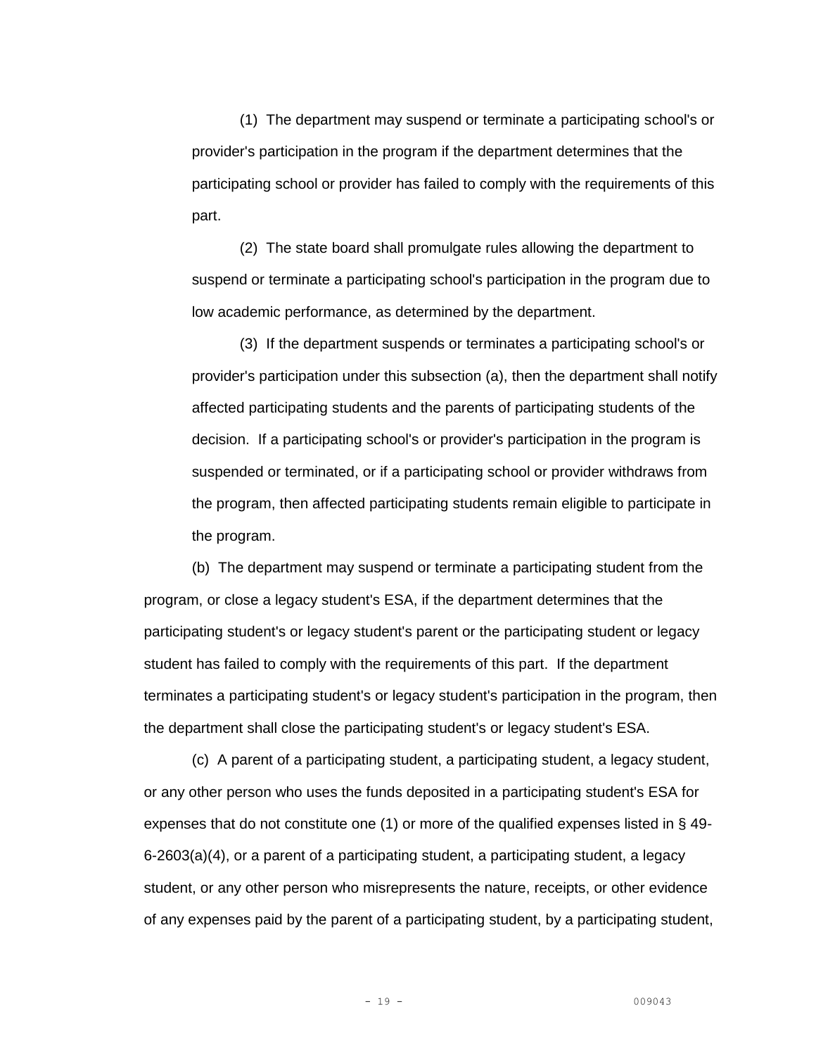(1) The department may suspend or terminate a participating school's or provider's participation in the program if the department determines that the participating school or provider has failed to comply with the requirements of this part.

(2) The state board shall promulgate rules allowing the department to suspend or terminate a participating school's participation in the program due to low academic performance, as determined by the department.

(3) If the department suspends or terminates a participating school's or provider's participation under this subsection (a), then the department shall notify affected participating students and the parents of participating students of the decision. If a participating school's or provider's participation in the program is suspended or terminated, or if a participating school or provider withdraws from the program, then affected participating students remain eligible to participate in the program.

(b) The department may suspend or terminate a participating student from the program, or close a legacy student's ESA, if the department determines that the participating student's or legacy student's parent or the participating student or legacy student has failed to comply with the requirements of this part. If the department terminates a participating student's or legacy student's participation in the program, then the department shall close the participating student's or legacy student's ESA.

(c) A parent of a participating student, a participating student, a legacy student, or any other person who uses the funds deposited in a participating student's ESA for expenses that do not constitute one (1) or more of the qualified expenses listed in § 49-6-2603(a)(4), or a parent of a participating student, a participating student, a legacy student, or any other person who misrepresents the nature, receipts, or other evidence of any expenses paid by the parent of a participating student, by a participating student,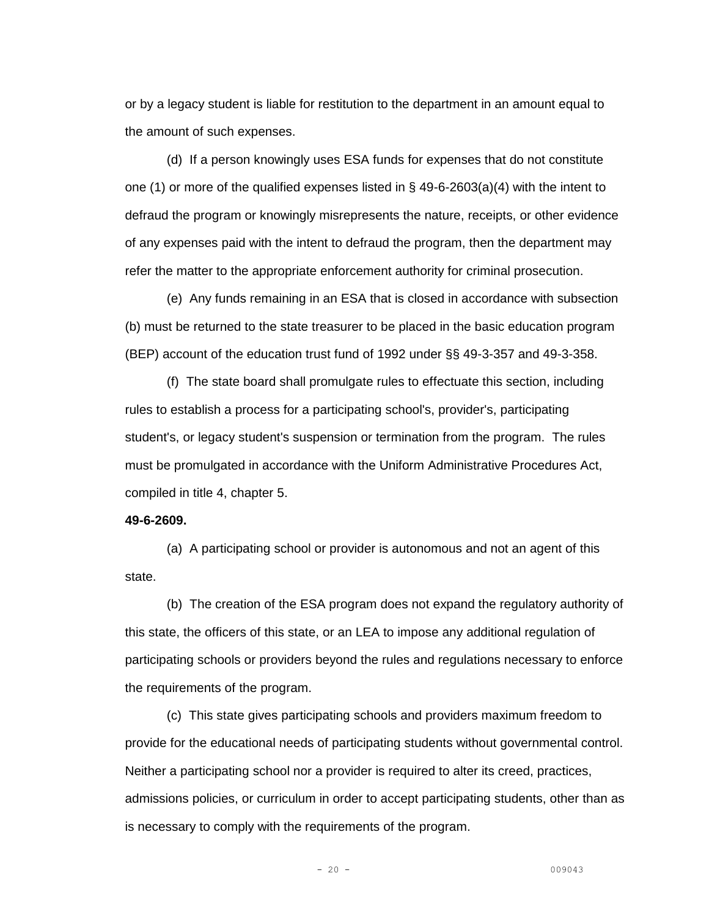or by a legacy student is liable for restitution to the department in an amount equal to the amount of such expenses.

(d) If a person knowingly uses ESA funds for expenses that do not constitute one (1) or more of the qualified expenses listed in § 49-6-2603(a)(4) with the intent to defraud the program or knowingly misrepresents the nature, receipts, or other evidence of any expenses paid with the intent to defraud the program, then the department may refer the matter to the appropriate enforcement authority for criminal prosecution.

(e) Any funds remaining in an ESA that is closed in accordance with subsection (b) must be returned to the state treasurer to be placed in the basic education program (BEP) account of the education trust fund of 1992 under §§ 49-3-357 and 49-3-358.

(f) The state board shall promulgate rules to effectuate this section, including rules to establish a process for a participating school's, provider's, participating student's, or legacy student's suspension or termination from the program. The rules must be promulgated in accordance with the Uniform Administrative Procedures Act, compiled in title 4, chapter 5.

**49-6-2609.**

(a) A participating school or provider is autonomous and not an agent of this state.

(b) The creation of the ESA program does not expand the regulatory authority of this state, the officers of this state, or an LEA to impose any additional regulation of participating schools or providers beyond the rules and regulations necessary to enforce the requirements of the program.

(c) This state gives participating schools and providers maximum freedom to provide for the educational needs of participating students without governmental control. Neither a participating school nor a provider is required to alter its creed, practices, admissions policies, or curriculum in order to accept participating students, other than as is necessary to comply with the requirements of the program.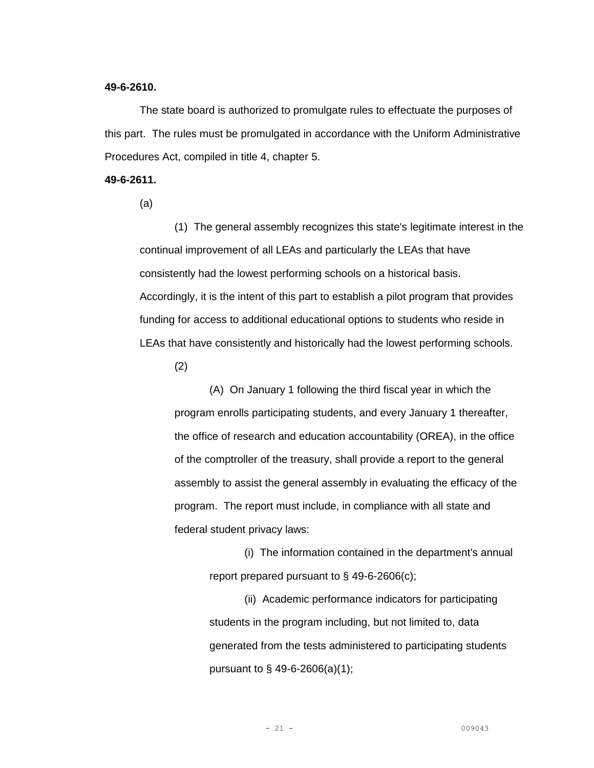**49-6-2610.**

The state board is authorized to promulgate rules to effectuate the purposes of this part. The rules must be promulgated in accordance with the Uniform Administrative Procedures Act, compiled in title 4, chapter 5.

**49-6-2611.**

(a)

(1) The general assembly recognizes this state's legitimate interest in the continual improvement of all LEAs and particularly the LEAs that have consistently had the lowest performing schools on a historical basis. Accordingly, it is the intent of this part to establish a pilot program that provides funding for access to additional educational options to students who reside in LEAs that have consistently and historically had the lowest performing schools.

(2)

(A) On January 1 following the third fiscal year in which the program enrolls participating students, and every January 1 thereafter, the office of research and education accountability (OREA), in the office of the comptroller of the treasury, shall provide a report to the general assembly to assist the general assembly in evaluating the efficacy of the program. The report must include, in compliance with all state and federal student privacy laws:

(i) The information contained in the department's annual report prepared pursuant to § 49-6-2606(c);

(ii) Academic performance indicators for participating students in the program including, but not limited to, data generated from the tests administered to participating students pursuant to § 49-6-2606(a)(1);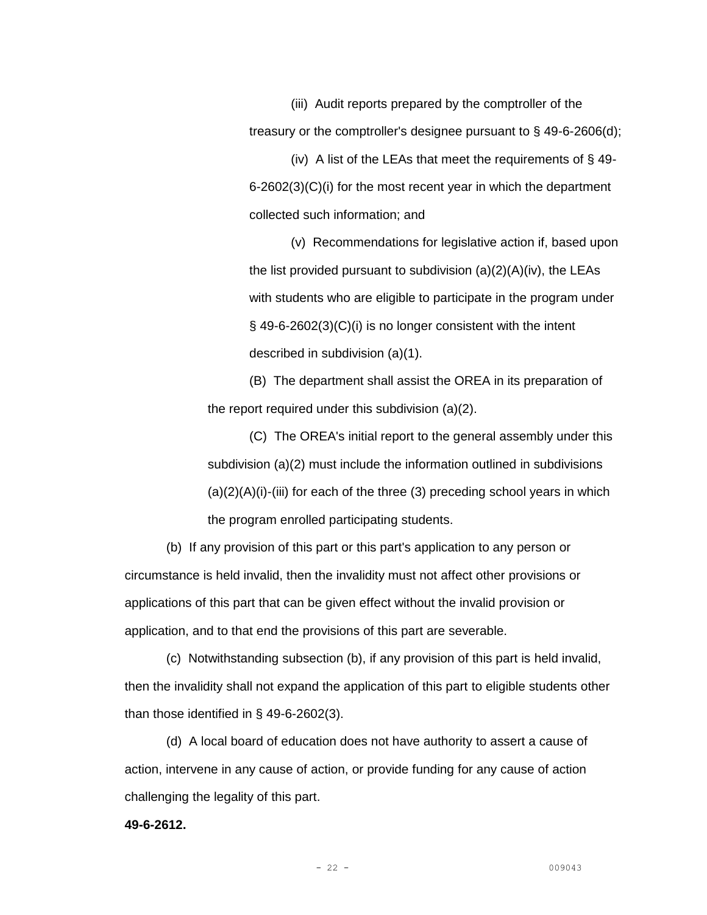(iii) Audit reports prepared by the comptroller of the treasury or the comptroller's designee pursuant to § 49-6-2606(d);

(iv) A list of the LEAs that meet the requirements of § 49-6-2602(3)(C)(i) for the most recent year in which the department collected such information; and

(v) Recommendations for legislative action if, based upon the list provided pursuant to subdivision (a)(2)(A)(iv), the LEAs with students who are eligible to participate in the program under § 49-6-2602(3)(C)(i) is no longer consistent with the intent described in subdivision (a)(1).

(B) The department shall assist the OREA in its preparation of the report required under this subdivision (a)(2).

(C) The OREA's initial report to the general assembly under this subdivision (a)(2) must include the information outlined in subdivisions (a)(2)(A)(i)-(iii) for each of the three (3) preceding school years in which the program enrolled participating students.

(b) If any provision of this part or this part's application to any person or circumstance is held invalid, then the invalidity must not affect other provisions or applications of this part that can be given effect without the invalid provision or application, and to that end the provisions of this part are severable.

(c) Notwithstanding subsection (b), if any provision of this part is held invalid, then the invalidity shall not expand the application of this part to eligible students other than those identified in § 49-6-2602(3).

(d) A local board of education does not have authority to assert a cause of action, intervene in any cause of action, or provide funding for any cause of action challenging the legality of this part.

**49-6-2612.**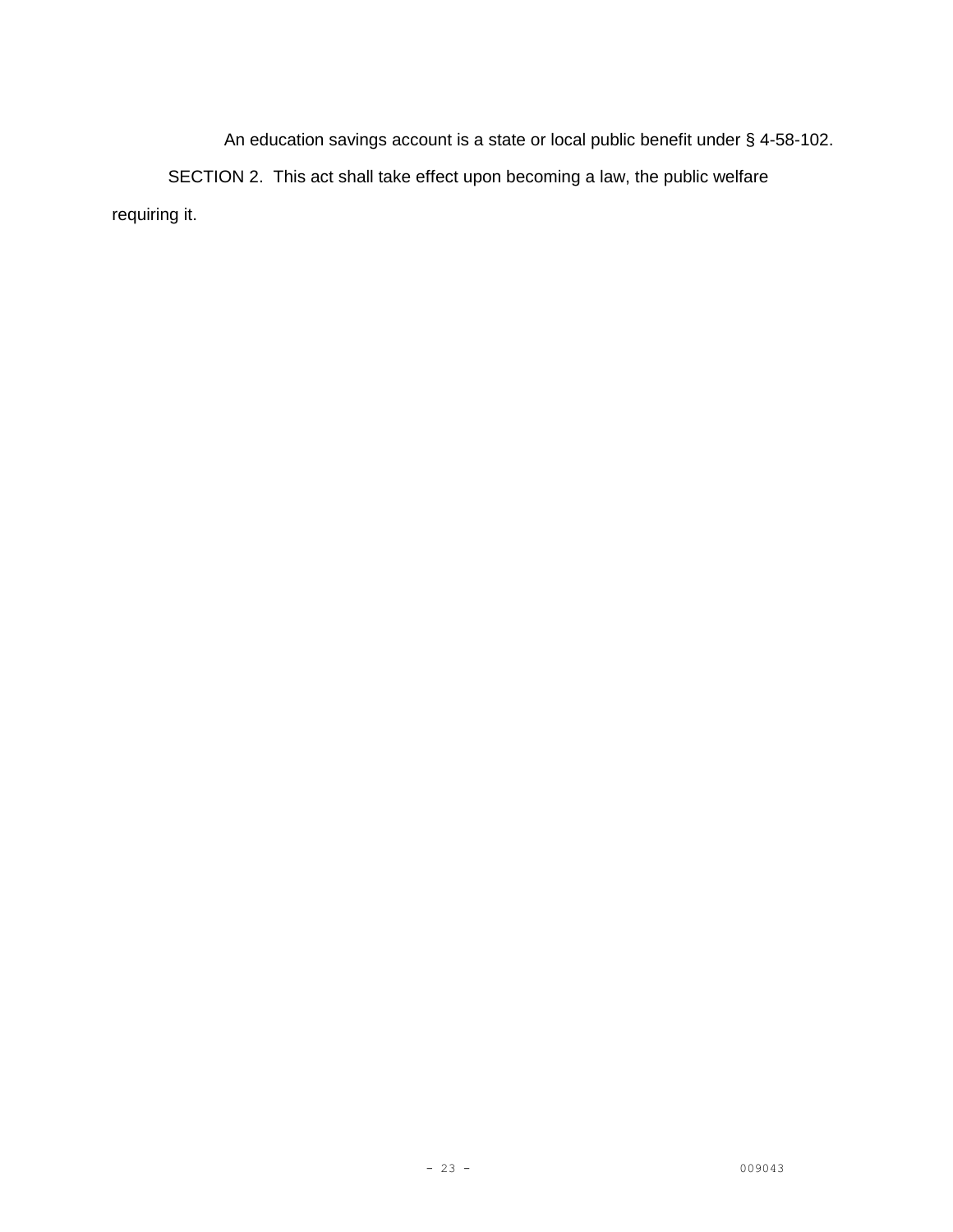An education savings account is a state or local public benefit under § 4-58-102.

SECTION 2. This act shall take effect upon becoming a law, the public welfare requiring it.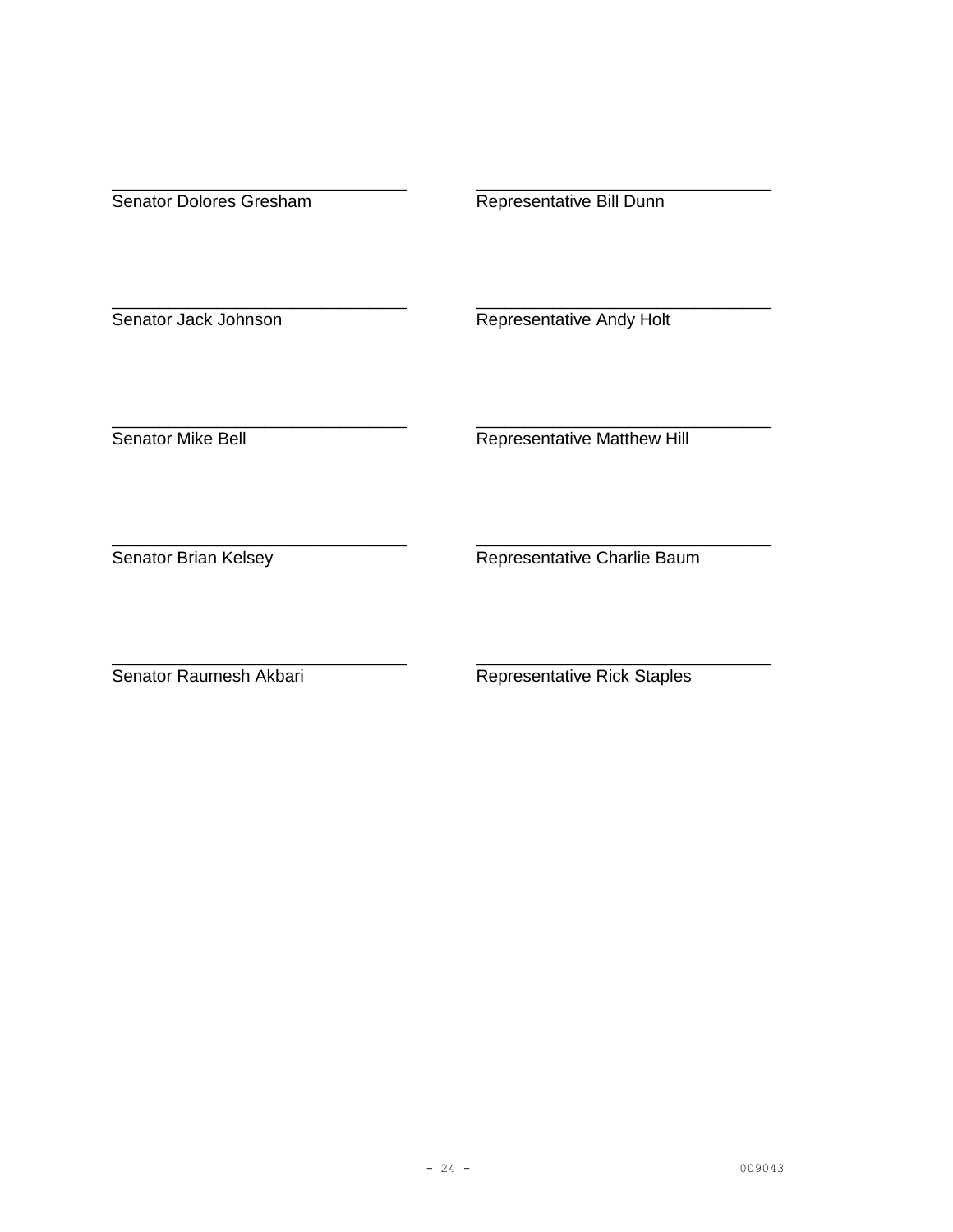| | |
|---|---|
| \_\_\_\_\_\_\_\_\_\_\_\_\_\_\_\_\_\_\_\_\_\_\_\_\_\_\_\_\_\_ | \_\_\_\_\_\_\_\_\_\_\_\_\_\_\_\_\_\_\_\_\_\_\_\_\_\_\_\_\_\_ |
| Senator Dolores Gresham | Representative Bill Dunn |
| \_\_\_\_\_\_\_\_\_\_\_\_\_\_\_\_\_\_\_\_\_\_\_\_\_\_\_\_\_\_ | \_\_\_\_\_\_\_\_\_\_\_\_\_\_\_\_\_\_\_\_\_\_\_\_\_\_\_\_\_\_ |
| Senator Jack Johnson | Representative Andy Holt |
| \_\_\_\_\_\_\_\_\_\_\_\_\_\_\_\_\_\_\_\_\_\_\_\_\_\_\_\_\_\_ | \_\_\_\_\_\_\_\_\_\_\_\_\_\_\_\_\_\_\_\_\_\_\_\_\_\_\_\_\_\_ |
| Senator Mike Bell | Representative Matthew Hill |
| \_\_\_\_\_\_\_\_\_\_\_\_\_\_\_\_\_\_\_\_\_\_\_\_\_\_\_\_\_\_ | \_\_\_\_\_\_\_\_\_\_\_\_\_\_\_\_\_\_\_\_\_\_\_\_\_\_\_\_\_\_ |
| Senator Brian Kelsey | Representative Charlie Baum |
| \_\_\_\_\_\_\_\_\_\_\_\_\_\_\_\_\_\_\_\_\_\_\_\_\_\_\_\_\_\_ | \_\_\_\_\_\_\_\_\_\_\_\_\_\_\_\_\_\_\_\_\_\_\_\_\_\_\_\_\_\_ |
| Senator Raumesh Akbari | Representative Rick Staples |

009043